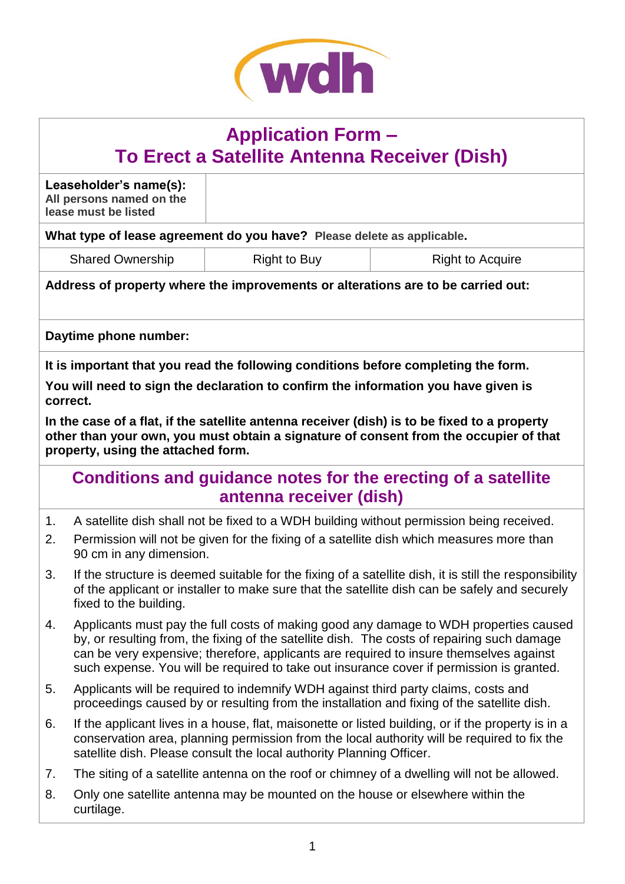wdh

# Application Form – To Erect a Satellite Antenna Receiver (Dish)

| **Leaseholder's name(s):** All persons named on the lease must be listed | | |
|---|---|---|
| **What type of lease agreement do you have?** Please delete as applicable. | | |
| Shared Ownership | Right to Buy | Right to Acquire |

**Address of property where the improvements or alterations are to be carried out:**

**Daytime phone number:**

**It is important that you read the following conditions before completing the form.**

**You will need to sign the declaration to confirm the information you have given is correct.**

**In the case of a flat, if the satellite antenna receiver (dish) is to be fixed to a property other than your own, you must obtain a signature of consent from the occupier of that property, using the attached form.**

## Conditions and guidance notes for the erecting of a satellite antenna receiver (dish)

1. A satellite dish shall not be fixed to a WDH building without permission being received.
2. Permission will not be given for the fixing of a satellite dish which measures more than 90 cm in any dimension.
3. If the structure is deemed suitable for the fixing of a satellite dish, it is still the responsibility of the applicant or installer to make sure that the satellite dish can be safely and securely fixed to the building.
4. Applicants must pay the full costs of making good any damage to WDH properties caused by, or resulting from, the fixing of the satellite dish. The costs of repairing such damage can be very expensive; therefore, applicants are required to insure themselves against such expense. You will be required to take out insurance cover if permission is granted.
5. Applicants will be required to indemnify WDH against third party claims, costs and proceedings caused by or resulting from the installation and fixing of the satellite dish.
6. If the applicant lives in a house, flat, maisonette or listed building, or if the property is in a conservation area, planning permission from the local authority will be required to fix the satellite dish. Please consult the local authority Planning Officer.
7. The siting of a satellite antenna on the roof or chimney of a dwelling will not be allowed.
8. Only one satellite antenna may be mounted on the house or elsewhere within the curtilage.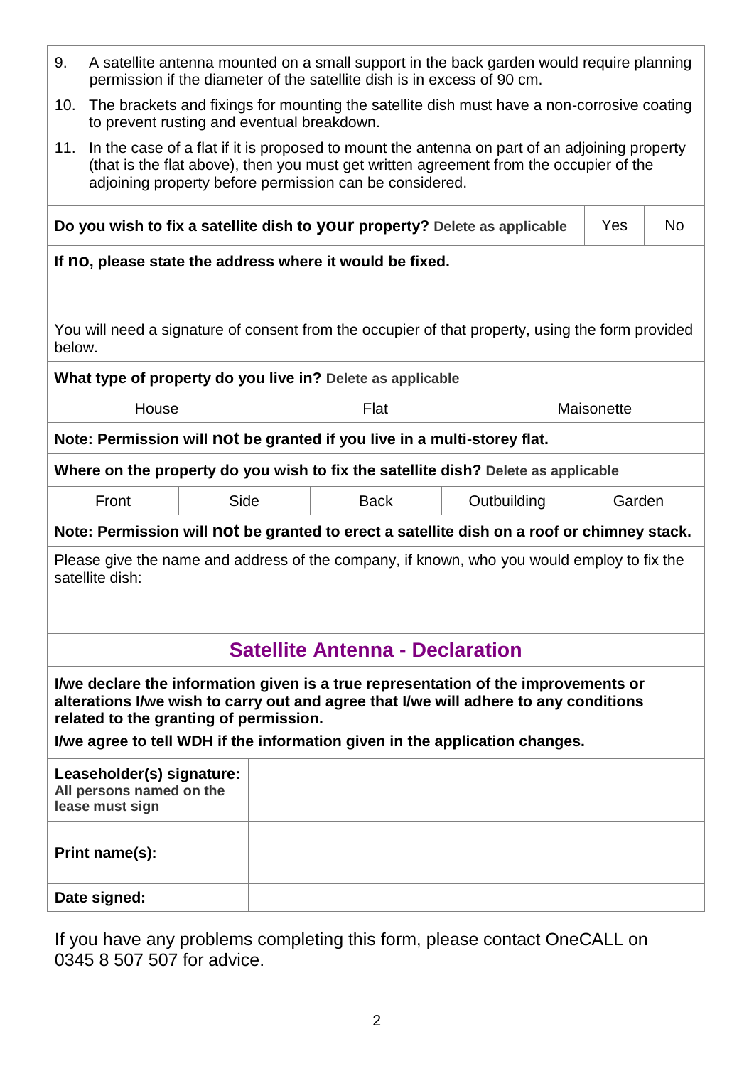9. A satellite antenna mounted on a small support in the back garden would require planning permission if the diameter of the satellite dish is in excess of 90 cm.
10. The brackets and fixings for mounting the satellite dish must have a non-corrosive coating to prevent rusting and eventual breakdown.
11. In the case of a flat if it is proposed to mount the antenna on part of an adjoining property (that is the flat above), then you must get written agreement from the occupier of the adjoining property before permission can be considered.

| **Do you wish to fix a satellite dish to your property?** Delete as applicable | Yes | No |
|---|---|---|

**If no, please state the address where it would be fixed.**

You will need a signature of consent from the occupier of that property, using the form provided below.

**What type of property do you live in?** Delete as applicable

| House | Flat | Maisonette |
|---|---|---|

**Note: Permission will not be granted if you live in a multi-storey flat.**

**Where on the property do you wish to fix the satellite dish?** Delete as applicable

| Front | Side | Back | Outbuilding | Garden |
|---|---|---|---|---|

**Note: Permission will not be granted to erect a satellite dish on a roof or chimney stack.**

Please give the name and address of the company, if known, who you would employ to fix the satellite dish:

## Satellite Antenna - Declaration

**I/we declare the information given is a true representation of the improvements or alterations I/we wish to carry out and agree that I/we will adhere to any conditions related to the granting of permission.**

**I/we agree to tell WDH if the information given in the application changes.**

| | |
|---|---|
| **Leaseholder(s) signature:** All persons named on the lease must sign | |
| **Print name(s):** | |
| **Date signed:** | |

If you have any problems completing this form, please contact OneCALL on 0345 8 507 507 for advice.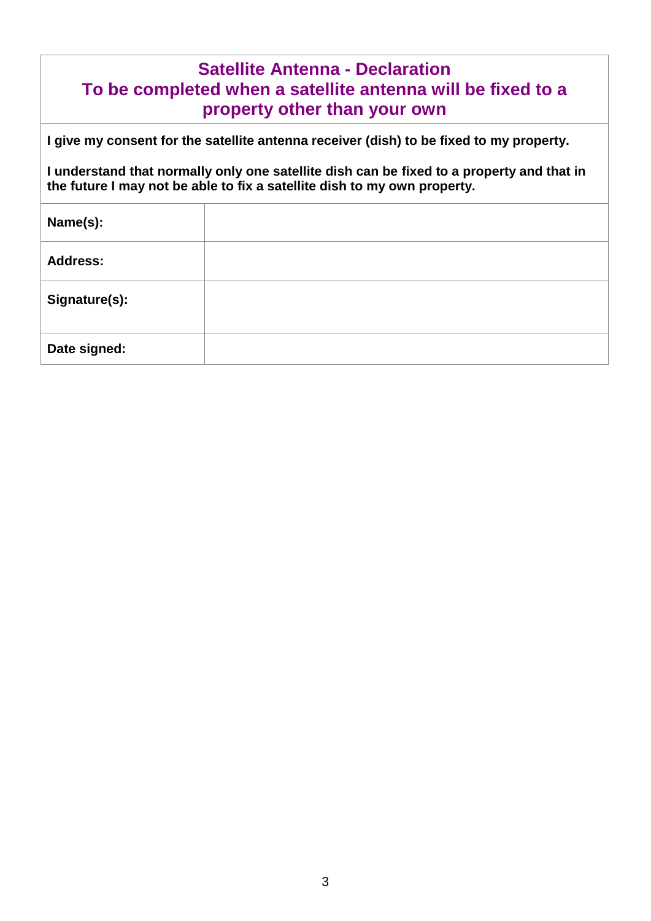## Satellite Antenna - Declaration
## To be completed when a satellite antenna will be fixed to a property other than your own

**I give my consent for the satellite antenna receiver (dish) to be fixed to my property.**

**I understand that normally only one satellite dish can be fixed to a property and that in the future I may not be able to fix a satellite dish to my own property.**

| | |
|---|---|
| **Name(s):** | |
| **Address:** | |
| **Signature(s):** | |
| **Date signed:** | |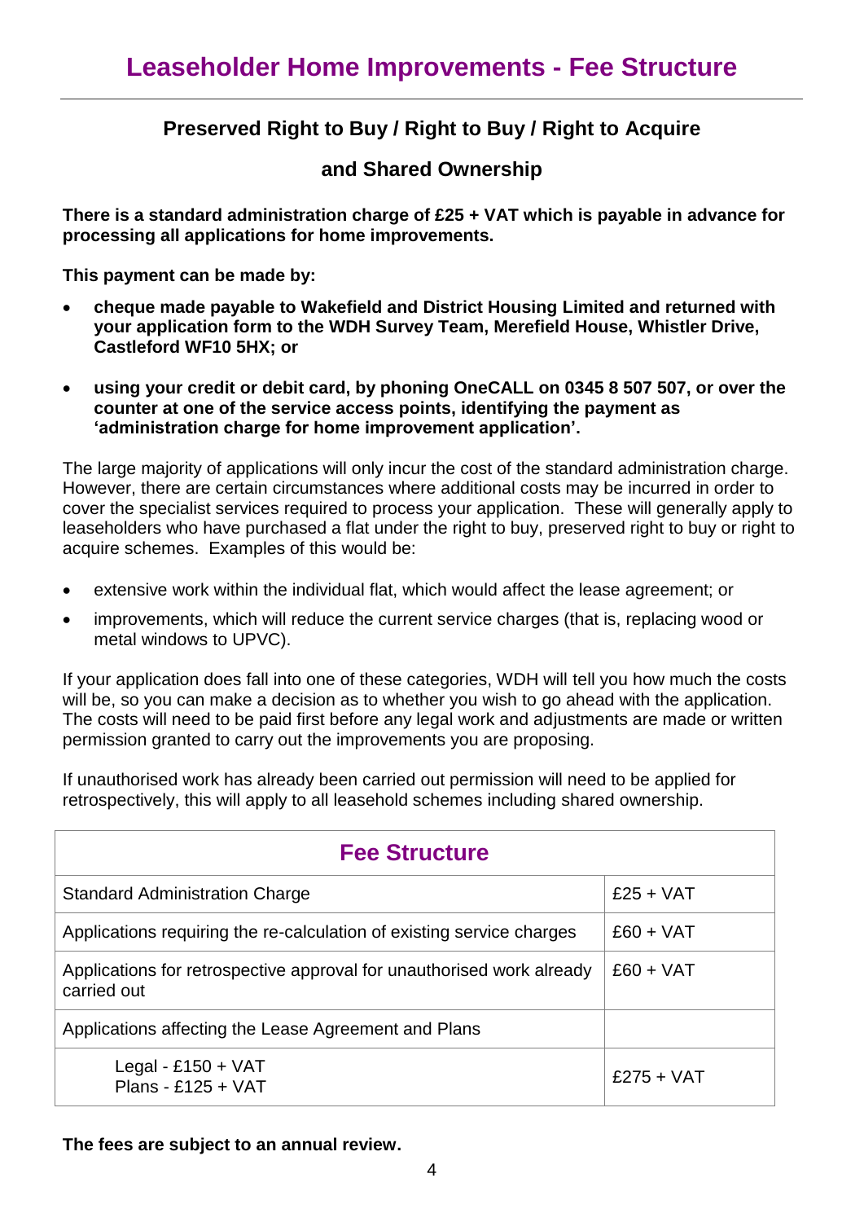# Leaseholder Home Improvements - Fee Structure

## Preserved Right to Buy / Right to Buy / Right to Acquire

## and Shared Ownership

**There is a standard administration charge of £25 + VAT which is payable in advance for processing all applications for home improvements.**

**This payment can be made by:**

- **cheque made payable to Wakefield and District Housing Limited and returned with your application form to the WDH Survey Team, Merefield House, Whistler Drive, Castleford WF10 5HX; or**
- **using your credit or debit card, by phoning OneCALL on 0345 8 507 507, or over the counter at one of the service access points, identifying the payment as 'administration charge for home improvement application'.**

The large majority of applications will only incur the cost of the standard administration charge. However, there are certain circumstances where additional costs may be incurred in order to cover the specialist services required to process your application. These will generally apply to leaseholders who have purchased a flat under the right to buy, preserved right to buy or right to acquire schemes. Examples of this would be:

- extensive work within the individual flat, which would affect the lease agreement; or
- improvements, which will reduce the current service charges (that is, replacing wood or metal windows to UPVC).

If your application does fall into one of these categories, WDH will tell you how much the costs will be, so you can make a decision as to whether you wish to go ahead with the application. The costs will need to be paid first before any legal work and adjustments are made or written permission granted to carry out the improvements you are proposing.

If unauthorised work has already been carried out permission will need to be applied for retrospectively, this will apply to all leasehold schemes including shared ownership.

| Fee Structure | |
|---|---|
| Standard Administration Charge | £25 + VAT |
| Applications requiring the re-calculation of existing service charges | £60 + VAT |
| Applications for retrospective approval for unauthorised work already carried out | £60 + VAT |
| Applications affecting the Lease Agreement and Plans | |
| Legal - £150 + VAT<br>Plans - £125 + VAT | £275 + VAT |

**The fees are subject to an annual review.**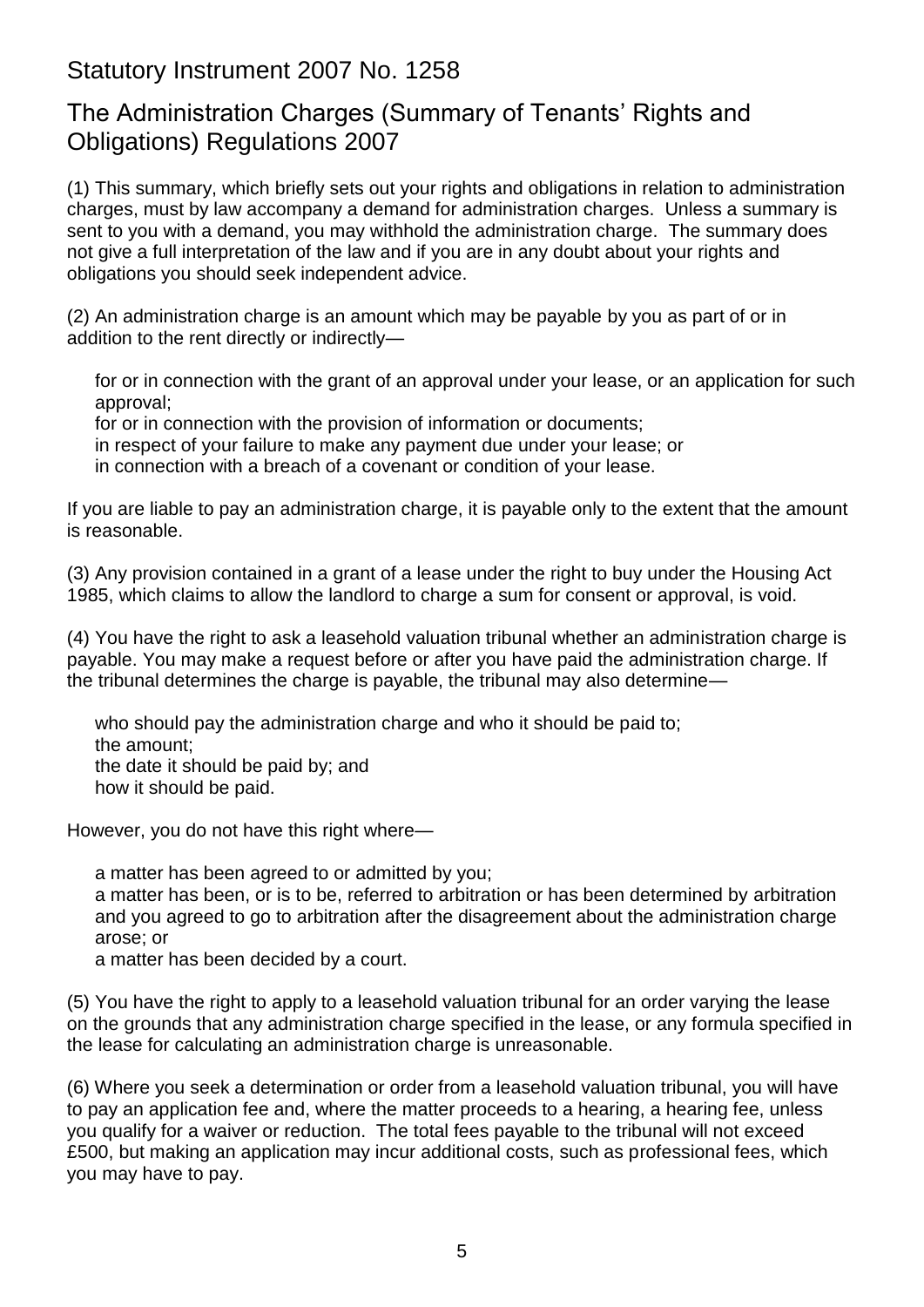## Statutory Instrument 2007 No. 1258

## The Administration Charges (Summary of Tenants' Rights and Obligations) Regulations 2007

(1) This summary, which briefly sets out your rights and obligations in relation to administration charges, must by law accompany a demand for administration charges. Unless a summary is sent to you with a demand, you may withhold the administration charge. The summary does not give a full interpretation of the law and if you are in any doubt about your rights and obligations you should seek independent advice.

(2) An administration charge is an amount which may be payable by you as part of or in addition to the rent directly or indirectly—

- for or in connection with the grant of an approval under your lease, or an application for such approval;
- for or in connection with the provision of information or documents;
- in respect of your failure to make any payment due under your lease; or
- in connection with a breach of a covenant or condition of your lease.

If you are liable to pay an administration charge, it is payable only to the extent that the amount is reasonable.

(3) Any provision contained in a grant of a lease under the right to buy under the Housing Act 1985, which claims to allow the landlord to charge a sum for consent or approval, is void.

(4) You have the right to ask a leasehold valuation tribunal whether an administration charge is payable. You may make a request before or after you have paid the administration charge. If the tribunal determines the charge is payable, the tribunal may also determine—

- who should pay the administration charge and who it should be paid to;
- the amount;
- the date it should be paid by; and
- how it should be paid.

However, you do not have this right where—

- a matter has been agreed to or admitted by you;
- a matter has been, or is to be, referred to arbitration or has been determined by arbitration and you agreed to go to arbitration after the disagreement about the administration charge arose; or
- a matter has been decided by a court.

(5) You have the right to apply to a leasehold valuation tribunal for an order varying the lease on the grounds that any administration charge specified in the lease, or any formula specified in the lease for calculating an administration charge is unreasonable.

(6) Where you seek a determination or order from a leasehold valuation tribunal, you will have to pay an application fee and, where the matter proceeds to a hearing, a hearing fee, unless you qualify for a waiver or reduction. The total fees payable to the tribunal will not exceed £500, but making an application may incur additional costs, such as professional fees, which you may have to pay.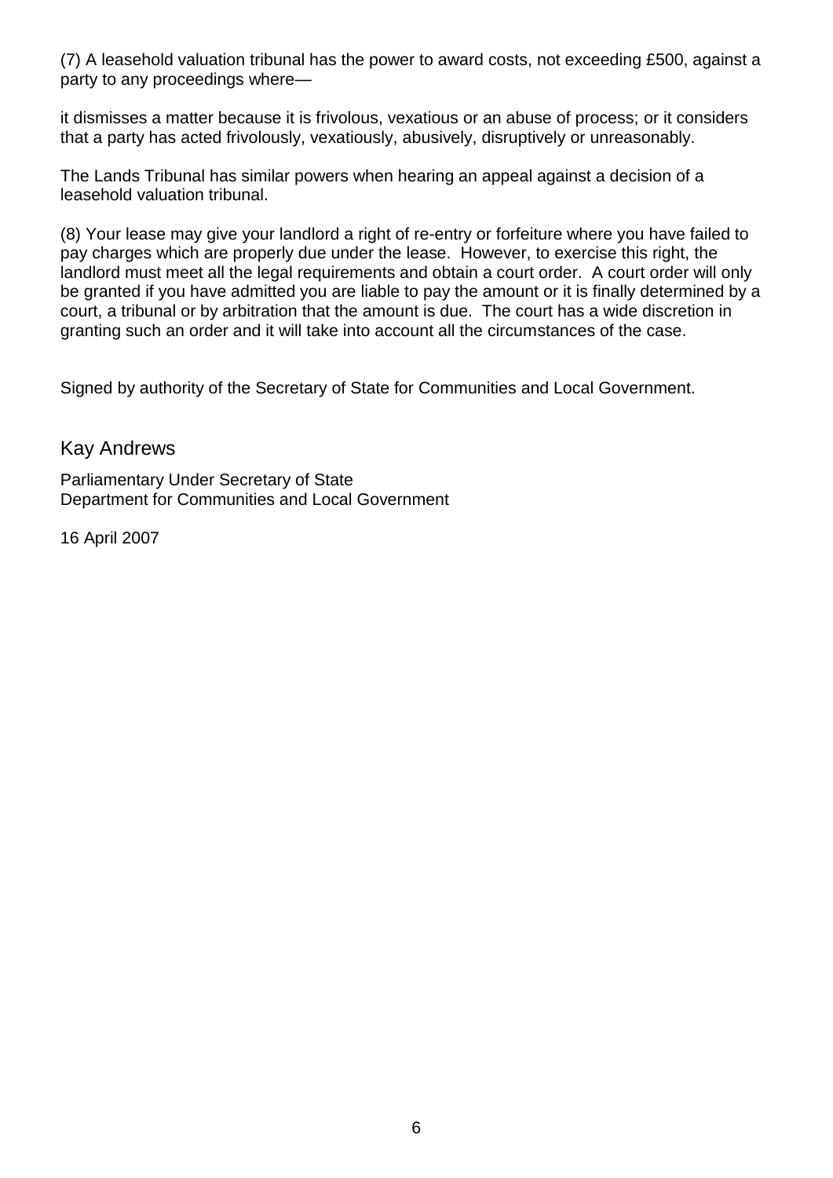(7) A leasehold valuation tribunal has the power to award costs, not exceeding £500, against a party to any proceedings where—

it dismisses a matter because it is frivolous, vexatious or an abuse of process; or it considers that a party has acted frivolously, vexatiously, abusively, disruptively or unreasonably.

The Lands Tribunal has similar powers when hearing an appeal against a decision of a leasehold valuation tribunal.

(8) Your lease may give your landlord a right of re-entry or forfeiture where you have failed to pay charges which are properly due under the lease. However, to exercise this right, the landlord must meet all the legal requirements and obtain a court order. A court order will only be granted if you have admitted you are liable to pay the amount or it is finally determined by a court, a tribunal or by arbitration that the amount is due. The court has a wide discretion in granting such an order and it will take into account all the circumstances of the case.

Signed by authority of the Secretary of State for Communities and Local Government.

Kay Andrews

Parliamentary Under Secretary of State
Department for Communities and Local Government

16 April 2007